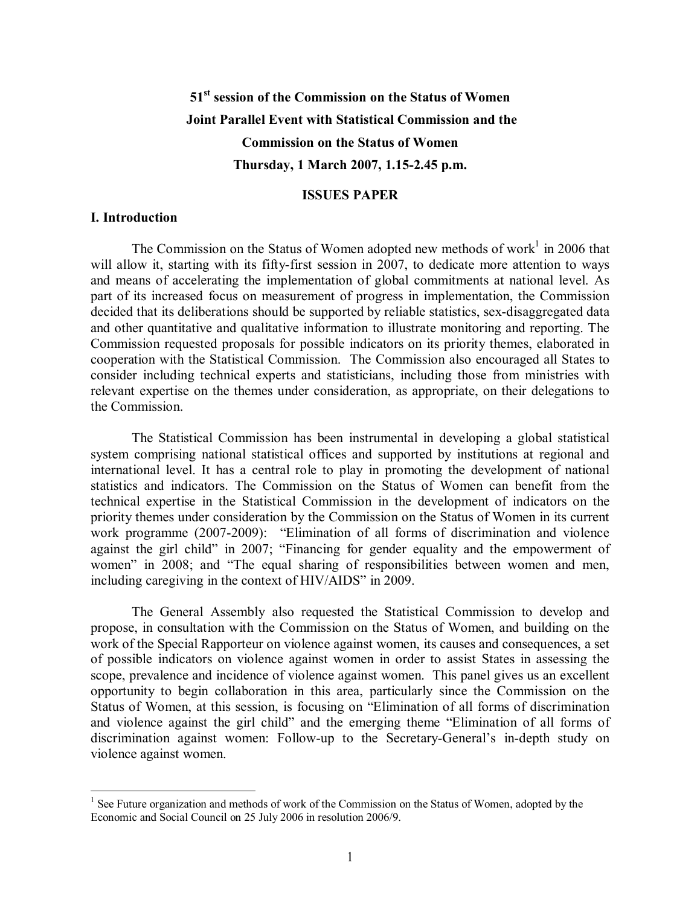# 51st session of the Commission on the Status of Women
# Joint Parallel Event with Statistical Commission and the Commission on the Status of Women
# Thursday, 1 March 2007, 1.15-2.45 p.m.

## ISSUES PAPER

### I. Introduction

The Commission on the Status of Women adopted new methods of work[1] in 2006 that will allow it, starting with its fifty-first session in 2007, to dedicate more attention to ways and means of accelerating the implementation of global commitments at national level. As part of its increased focus on measurement of progress in implementation, the Commission decided that its deliberations should be supported by reliable statistics, sex-disaggregated data and other quantitative and qualitative information to illustrate monitoring and reporting. The Commission requested proposals for possible indicators on its priority themes, elaborated in cooperation with the Statistical Commission. The Commission also encouraged all States to consider including technical experts and statisticians, including those from ministries with relevant expertise on the themes under consideration, as appropriate, on their delegations to the Commission.

The Statistical Commission has been instrumental in developing a global statistical system comprising national statistical offices and supported by institutions at regional and international level. It has a central role to play in promoting the development of national statistics and indicators. The Commission on the Status of Women can benefit from the technical expertise in the Statistical Commission in the development of indicators on the priority themes under consideration by the Commission on the Status of Women in its current work programme (2007-2009): "Elimination of all forms of discrimination and violence against the girl child" in 2007; "Financing for gender equality and the empowerment of women" in 2008; and "The equal sharing of responsibilities between women and men, including caregiving in the context of HIV/AIDS" in 2009.

The General Assembly also requested the Statistical Commission to develop and propose, in consultation with the Commission on the Status of Women, and building on the work of the Special Rapporteur on violence against women, its causes and consequences, a set of possible indicators on violence against women in order to assist States in assessing the scope, prevalence and incidence of violence against women. This panel gives us an excellent opportunity to begin collaboration in this area, particularly since the Commission on the Status of Women, at this session, is focusing on "Elimination of all forms of discrimination and violence against the girl child" and the emerging theme "Elimination of all forms of discrimination against women: Follow-up to the Secretary-General's in-depth study on violence against women.

---

[1] See Future organization and methods of work of the Commission on the Status of Women, adopted by the Economic and Social Council on 25 July 2006 in resolution 2006/9.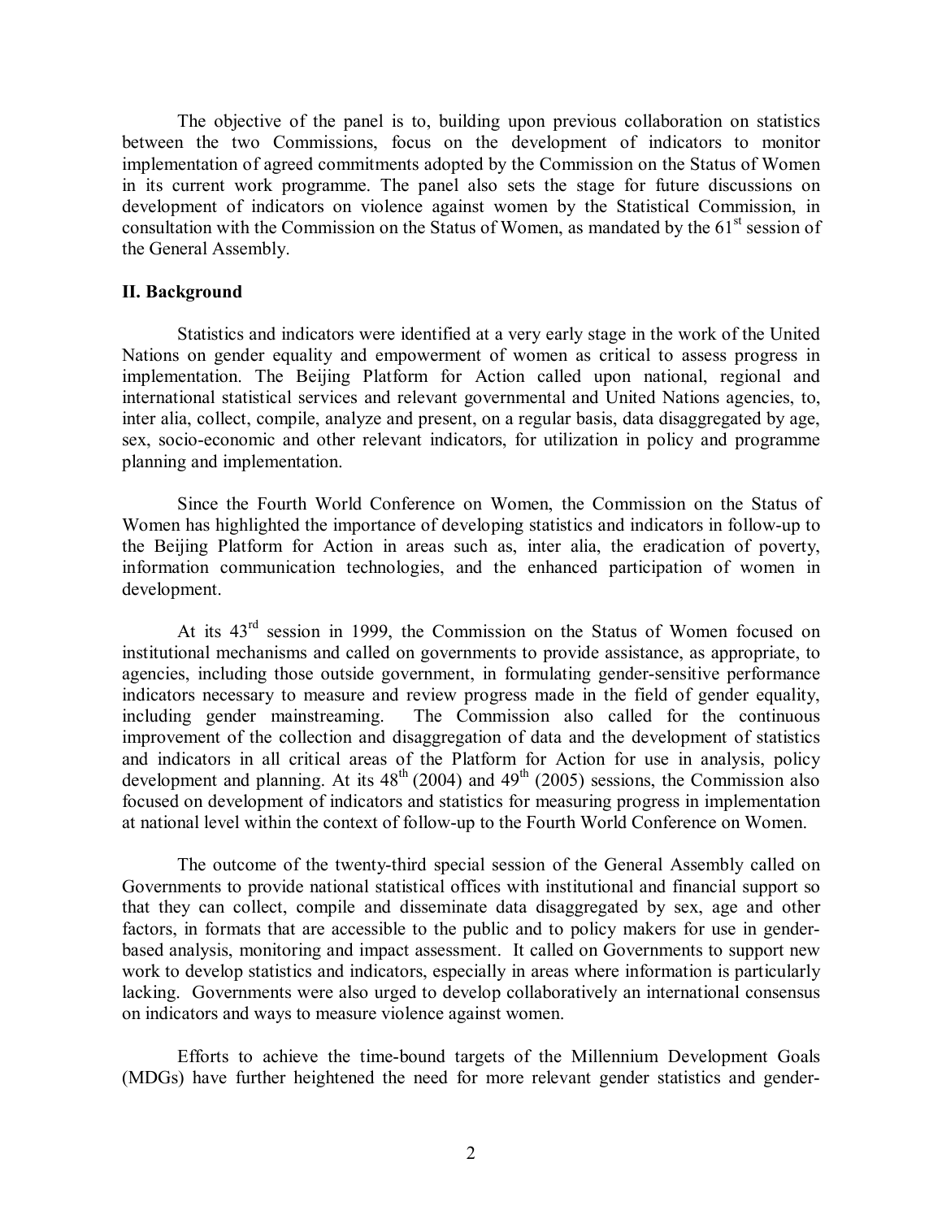The objective of the panel is to, building upon previous collaboration on statistics between the two Commissions, focus on the development of indicators to monitor implementation of agreed commitments adopted by the Commission on the Status of Women in its current work programme. The panel also sets the stage for future discussions on development of indicators on violence against women by the Statistical Commission, in consultation with the Commission on the Status of Women, as mandated by the 61st session of the General Assembly.

**II. Background**

Statistics and indicators were identified at a very early stage in the work of the United Nations on gender equality and empowerment of women as critical to assess progress in implementation. The Beijing Platform for Action called upon national, regional and international statistical services and relevant governmental and United Nations agencies, to, inter alia, collect, compile, analyze and present, on a regular basis, data disaggregated by age, sex, socio-economic and other relevant indicators, for utilization in policy and programme planning and implementation.

Since the Fourth World Conference on Women, the Commission on the Status of Women has highlighted the importance of developing statistics and indicators in follow-up to the Beijing Platform for Action in areas such as, inter alia, the eradication of poverty, information communication technologies, and the enhanced participation of women in development.

At its 43rd session in 1999, the Commission on the Status of Women focused on institutional mechanisms and called on governments to provide assistance, as appropriate, to agencies, including those outside government, in formulating gender-sensitive performance indicators necessary to measure and review progress made in the field of gender equality, including gender mainstreaming. The Commission also called for the continuous improvement of the collection and disaggregation of data and the development of statistics and indicators in all critical areas of the Platform for Action for use in analysis, policy development and planning. At its 48th (2004) and 49th (2005) sessions, the Commission also focused on development of indicators and statistics for measuring progress in implementation at national level within the context of follow-up to the Fourth World Conference on Women.

The outcome of the twenty-third special session of the General Assembly called on Governments to provide national statistical offices with institutional and financial support so that they can collect, compile and disseminate data disaggregated by sex, age and other factors, in formats that are accessible to the public and to policy makers for use in gender-based analysis, monitoring and impact assessment. It called on Governments to support new work to develop statistics and indicators, especially in areas where information is particularly lacking. Governments were also urged to develop collaboratively an international consensus on indicators and ways to measure violence against women.

Efforts to achieve the time-bound targets of the Millennium Development Goals (MDGs) have further heightened the need for more relevant gender statistics and gender-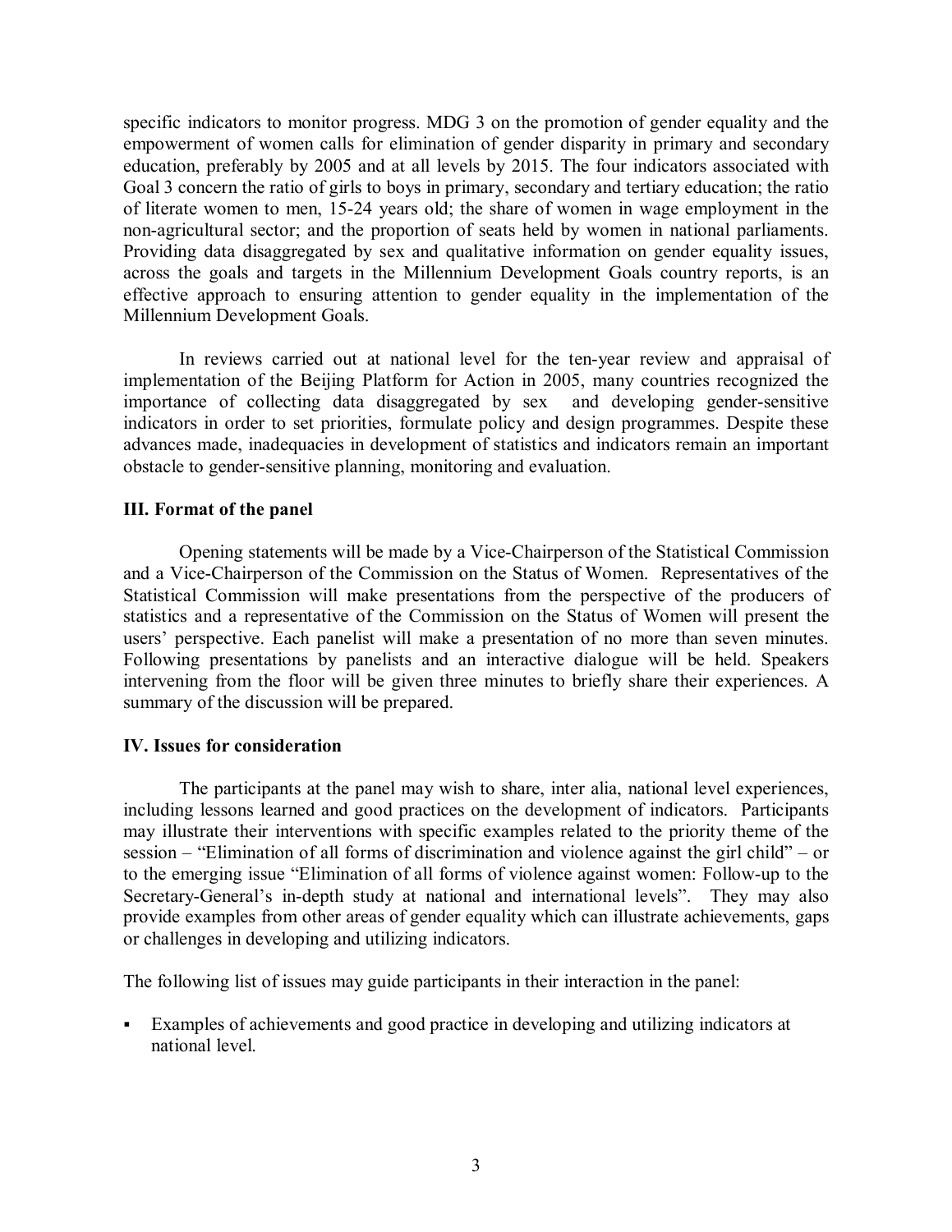specific indicators to monitor progress. MDG 3 on the promotion of gender equality and the empowerment of women calls for elimination of gender disparity in primary and secondary education, preferably by 2005 and at all levels by 2015. The four indicators associated with Goal 3 concern the ratio of girls to boys in primary, secondary and tertiary education; the ratio of literate women to men, 15-24 years old; the share of women in wage employment in the non-agricultural sector; and the proportion of seats held by women in national parliaments. Providing data disaggregated by sex and qualitative information on gender equality issues, across the goals and targets in the Millennium Development Goals country reports, is an effective approach to ensuring attention to gender equality in the implementation of the Millennium Development Goals.

In reviews carried out at national level for the ten-year review and appraisal of implementation of the Beijing Platform for Action in 2005, many countries recognized the importance of collecting data disaggregated by sex and developing gender-sensitive indicators in order to set priorities, formulate policy and design programmes. Despite these advances made, inadequacies in development of statistics and indicators remain an important obstacle to gender-sensitive planning, monitoring and evaluation.

### III. Format of the panel

Opening statements will be made by a Vice-Chairperson of the Statistical Commission and a Vice-Chairperson of the Commission on the Status of Women. Representatives of the Statistical Commission will make presentations from the perspective of the producers of statistics and a representative of the Commission on the Status of Women will present the users' perspective. Each panelist will make a presentation of no more than seven minutes. Following presentations by panelists and an interactive dialogue will be held. Speakers intervening from the floor will be given three minutes to briefly share their experiences. A summary of the discussion will be prepared.

### IV. Issues for consideration

The participants at the panel may wish to share, inter alia, national level experiences, including lessons learned and good practices on the development of indicators. Participants may illustrate their interventions with specific examples related to the priority theme of the session – "Elimination of all forms of discrimination and violence against the girl child" – or to the emerging issue "Elimination of all forms of violence against women: Follow-up to the Secretary-General's in-depth study at national and international levels". They may also provide examples from other areas of gender equality which can illustrate achievements, gaps or challenges in developing and utilizing indicators.

The following list of issues may guide participants in their interaction in the panel:

- Examples of achievements and good practice in developing and utilizing indicators at national level.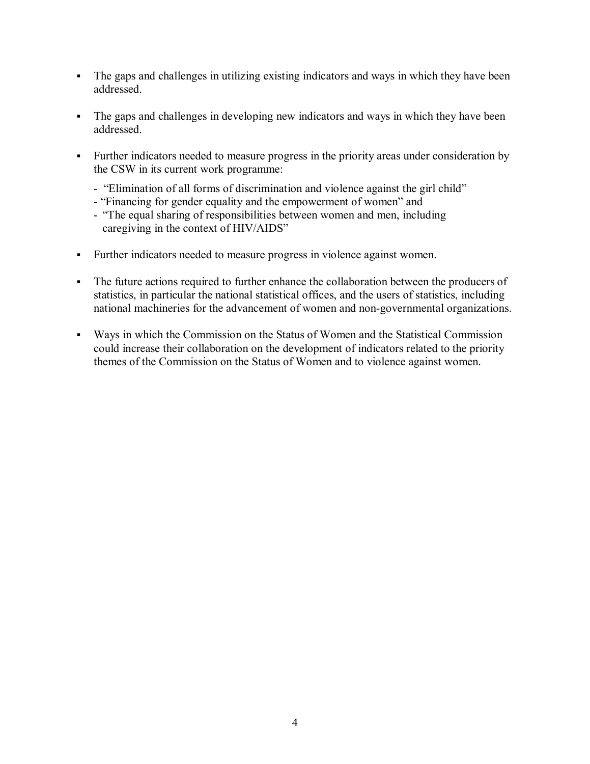- The gaps and challenges in utilizing existing indicators and ways in which they have been addressed.

- The gaps and challenges in developing new indicators and ways in which they have been addressed.

- Further indicators needed to measure progress in the priority areas under consideration by the CSW in its current work programme:
  - "Elimination of all forms of discrimination and violence against the girl child"
  - "Financing for gender equality and the empowerment of women" and
  - "The equal sharing of responsibilities between women and men, including caregiving in the context of HIV/AIDS"

- Further indicators needed to measure progress in violence against women.

- The future actions required to further enhance the collaboration between the producers of statistics, in particular the national statistical offices, and the users of statistics, including national machineries for the advancement of women and non-governmental organizations.

- Ways in which the Commission on the Status of Women and the Statistical Commission could increase their collaboration on the development of indicators related to the priority themes of the Commission on the Status of Women and to violence against women.